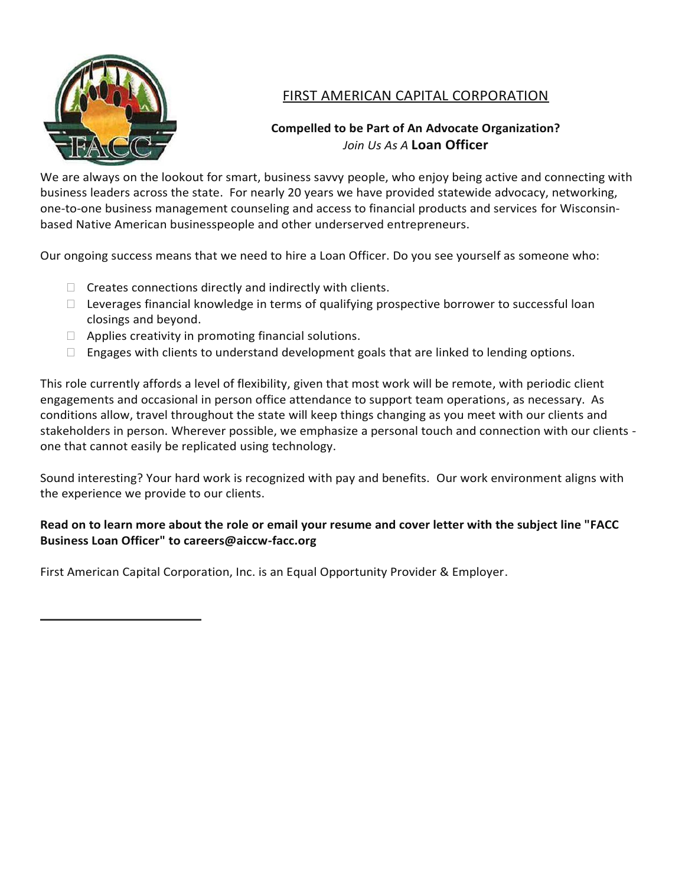# FIRST AMERICAN CAPITAL CORPORATION

**Compelled to be Part of An Advocate Organization?**
*Join Us As A* **Loan Officer**

We are always on the lookout for smart, business savvy people, who enjoy being active and connecting with business leaders across the state. For nearly 20 years we have provided statewide advocacy, networking, one-to-one business management counseling and access to financial products and services for Wisconsin-based Native American businesspeople and other underserved entrepreneurs.

Our ongoing success means that we need to hire a Loan Officer. Do you see yourself as someone who:

- Creates connections directly and indirectly with clients.
- Leverages financial knowledge in terms of qualifying prospective borrower to successful loan closings and beyond.
- Applies creativity in promoting financial solutions.
- Engages with clients to understand development goals that are linked to lending options.

This role currently affords a level of flexibility, given that most work will be remote, with periodic client engagements and occasional in person office attendance to support team operations, as necessary. As conditions allow, travel throughout the state will keep things changing as you meet with our clients and stakeholders in person. Wherever possible, we emphasize a personal touch and connection with our clients - one that cannot easily be replicated using technology.

Sound interesting? Your hard work is recognized with pay and benefits. Our work environment aligns with the experience we provide to our clients.

**Read on to learn more about the role or email your resume and cover letter with the subject line "FACC Business Loan Officer" to careers@aiccw-facc.org**

First American Capital Corporation, Inc. is an Equal Opportunity Provider & Employer.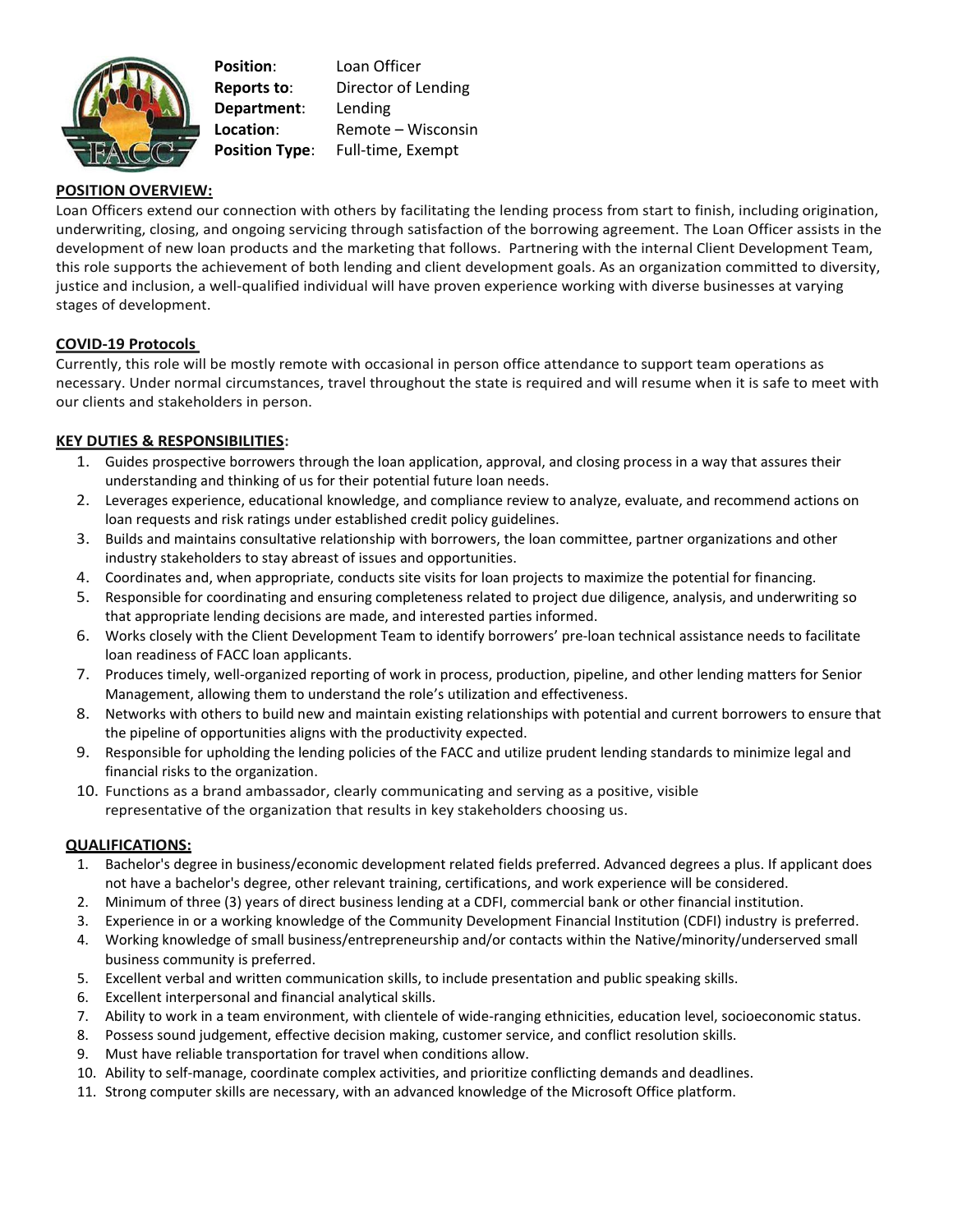**Position**: Loan Officer
**Reports to**: Director of Lending
**Department**: Lending
**Location**: Remote – Wisconsin
**Position Type**: Full-time, Exempt

**POSITION OVERVIEW:**

Loan Officers extend our connection with others by facilitating the lending process from start to finish, including origination, underwriting, closing, and ongoing servicing through satisfaction of the borrowing agreement. The Loan Officer assists in the development of new loan products and the marketing that follows. Partnering with the internal Client Development Team, this role supports the achievement of both lending and client development goals. As an organization committed to diversity, justice and inclusion, a well-qualified individual will have proven experience working with diverse businesses at varying stages of development.

**COVID-19 Protocols**

Currently, this role will be mostly remote with occasional in person office attendance to support team operations as necessary. Under normal circumstances, travel throughout the state is required and will resume when it is safe to meet with our clients and stakeholders in person.

**KEY DUTIES & RESPONSIBILITIES:**

1. Guides prospective borrowers through the loan application, approval, and closing process in a way that assures their understanding and thinking of us for their potential future loan needs.
2. Leverages experience, educational knowledge, and compliance review to analyze, evaluate, and recommend actions on loan requests and risk ratings under established credit policy guidelines.
3. Builds and maintains consultative relationship with borrowers, the loan committee, partner organizations and other industry stakeholders to stay abreast of issues and opportunities.
4. Coordinates and, when appropriate, conducts site visits for loan projects to maximize the potential for financing.
5. Responsible for coordinating and ensuring completeness related to project due diligence, analysis, and underwriting so that appropriate lending decisions are made, and interested parties informed.
6. Works closely with the Client Development Team to identify borrowers' pre-loan technical assistance needs to facilitate loan readiness of FACC loan applicants.
7. Produces timely, well-organized reporting of work in process, production, pipeline, and other lending matters for Senior Management, allowing them to understand the role's utilization and effectiveness.
8. Networks with others to build new and maintain existing relationships with potential and current borrowers to ensure that the pipeline of opportunities aligns with the productivity expected.
9. Responsible for upholding the lending policies of the FACC and utilize prudent lending standards to minimize legal and financial risks to the organization.
10. Functions as a brand ambassador, clearly communicating and serving as a positive, visible representative of the organization that results in key stakeholders choosing us.

**QUALIFICATIONS:**

1. Bachelor's degree in business/economic development related fields preferred. Advanced degrees a plus. If applicant does not have a bachelor's degree, other relevant training, certifications, and work experience will be considered.
2. Minimum of three (3) years of direct business lending at a CDFI, commercial bank or other financial institution.
3. Experience in or a working knowledge of the Community Development Financial Institution (CDFI) industry is preferred.
4. Working knowledge of small business/entrepreneurship and/or contacts within the Native/minority/underserved small business community is preferred.
5. Excellent verbal and written communication skills, to include presentation and public speaking skills.
6. Excellent interpersonal and financial analytical skills.
7. Ability to work in a team environment, with clientele of wide-ranging ethnicities, education level, socioeconomic status.
8. Possess sound judgement, effective decision making, customer service, and conflict resolution skills.
9. Must have reliable transportation for travel when conditions allow.
10. Ability to self-manage, coordinate complex activities, and prioritize conflicting demands and deadlines.
11. Strong computer skills are necessary, with an advanced knowledge of the Microsoft Office platform.